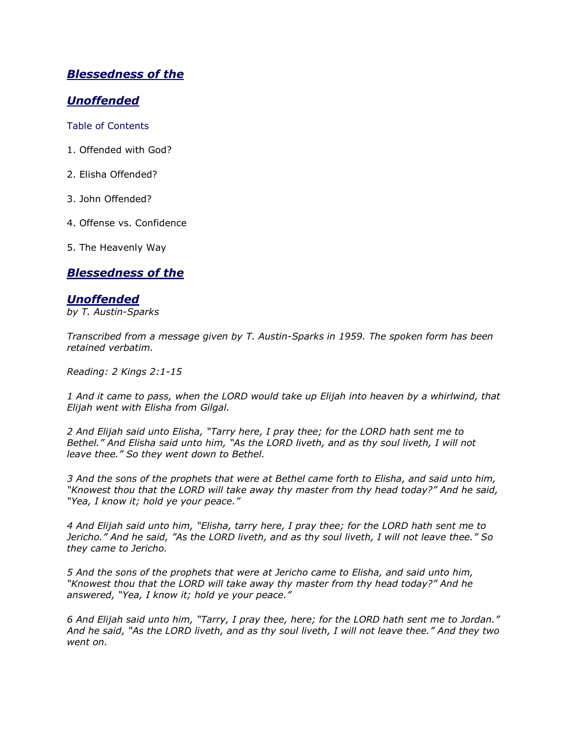## ***Blessedness of the Unoffended***

Table of Contents

1. Offended with God?

2. Elisha Offended?

3. John Offended?

4. Offense vs. Confidence

5. The Heavenly Way

## ***Blessedness of the Unoffended***

*by T. Austin-Sparks*

*Transcribed from a message given by T. Austin-Sparks in 1959. The spoken form has been retained verbatim.*

*Reading: 2 Kings 2:1-15*

*1 And it came to pass, when the LORD would take up Elijah into heaven by a whirlwind, that Elijah went with Elisha from Gilgal.*

*2 And Elijah said unto Elisha, "Tarry here, I pray thee; for the LORD hath sent me to Bethel." And Elisha said unto him, "As the LORD liveth, and as thy soul liveth, I will not leave thee." So they went down to Bethel.*

*3 And the sons of the prophets that were at Bethel came forth to Elisha, and said unto him, "Knowest thou that the LORD will take away thy master from thy head today?" And he said, "Yea, I know it; hold ye your peace."*

*4 And Elijah said unto him, "Elisha, tarry here, I pray thee; for the LORD hath sent me to Jericho." And he said, "As the LORD liveth, and as thy soul liveth, I will not leave thee." So they came to Jericho.*

*5 And the sons of the prophets that were at Jericho came to Elisha, and said unto him, "Knowest thou that the LORD will take away thy master from thy head today?" And he answered, "Yea, I know it; hold ye your peace."*

*6 And Elijah said unto him, "Tarry, I pray thee, here; for the LORD hath sent me to Jordan." And he said, "As the LORD liveth, and as thy soul liveth, I will not leave thee." And they two went on.*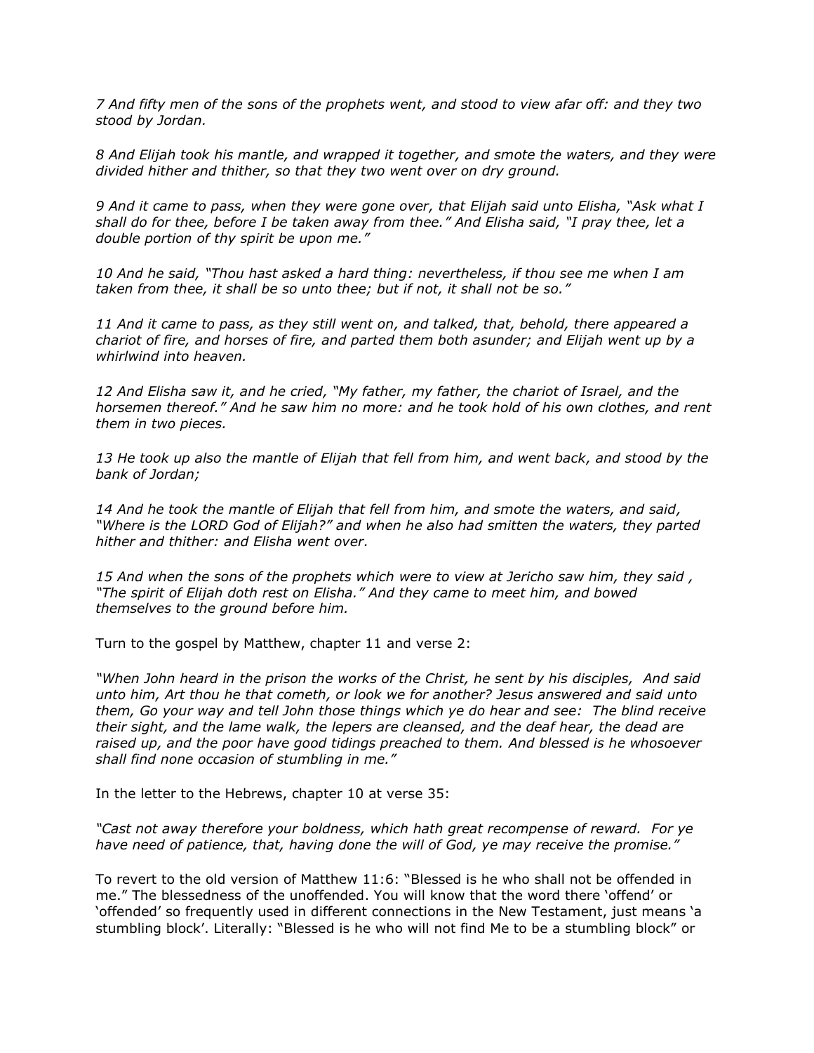*7 And fifty men of the sons of the prophets went, and stood to view afar off: and they two stood by Jordan.*

*8 And Elijah took his mantle, and wrapped it together, and smote the waters, and they were divided hither and thither, so that they two went over on dry ground.*

*9 And it came to pass, when they were gone over, that Elijah said unto Elisha, "Ask what I shall do for thee, before I be taken away from thee." And Elisha said, "I pray thee, let a double portion of thy spirit be upon me."*

*10 And he said, "Thou hast asked a hard thing: nevertheless, if thou see me when I am taken from thee, it shall be so unto thee; but if not, it shall not be so."*

*11 And it came to pass, as they still went on, and talked, that, behold, there appeared a chariot of fire, and horses of fire, and parted them both asunder; and Elijah went up by a whirlwind into heaven.*

*12 And Elisha saw it, and he cried, "My father, my father, the chariot of Israel, and the horsemen thereof." And he saw him no more: and he took hold of his own clothes, and rent them in two pieces.*

*13 He took up also the mantle of Elijah that fell from him, and went back, and stood by the bank of Jordan;*

*14 And he took the mantle of Elijah that fell from him, and smote the waters, and said, "Where is the LORD God of Elijah?" and when he also had smitten the waters, they parted hither and thither: and Elisha went over.*

*15 And when the sons of the prophets which were to view at Jericho saw him, they said , "The spirit of Elijah doth rest on Elisha." And they came to meet him, and bowed themselves to the ground before him.*

Turn to the gospel by Matthew, chapter 11 and verse 2:

*"When John heard in the prison the works of the Christ, he sent by his disciples, And said unto him, Art thou he that cometh, or look we for another? Jesus answered and said unto them, Go your way and tell John those things which ye do hear and see: The blind receive their sight, and the lame walk, the lepers are cleansed, and the deaf hear, the dead are raised up, and the poor have good tidings preached to them. And blessed is he whosoever shall find none occasion of stumbling in me."*

In the letter to the Hebrews, chapter 10 at verse 35:

*"Cast not away therefore your boldness, which hath great recompense of reward. For ye have need of patience, that, having done the will of God, ye may receive the promise."*

To revert to the old version of Matthew 11:6: "Blessed is he who shall not be offended in me." The blessedness of the unoffended. You will know that the word there 'offend' or 'offended' so frequently used in different connections in the New Testament, just means 'a stumbling block'. Literally: "Blessed is he who will not find Me to be a stumbling block" or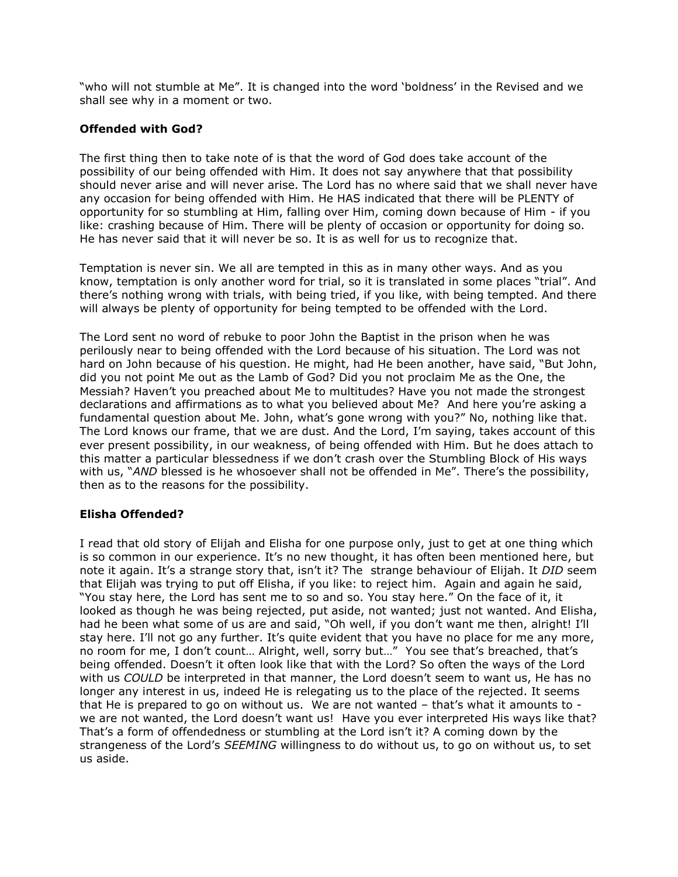"who will not stumble at Me". It is changed into the word 'boldness' in the Revised and we shall see why in a moment or two.

### Offended with God?

The first thing then to take note of is that the word of God does take account of the possibility of our being offended with Him. It does not say anywhere that that possibility should never arise and will never arise. The Lord has no where said that we shall never have any occasion for being offended with Him. He HAS indicated that there will be PLENTY of opportunity for so stumbling at Him, falling over Him, coming down because of Him - if you like: crashing because of Him. There will be plenty of occasion or opportunity for doing so. He has never said that it will never be so. It is as well for us to recognize that.

Temptation is never sin. We all are tempted in this as in many other ways. And as you know, temptation is only another word for trial, so it is translated in some places "trial". And there's nothing wrong with trials, with being tried, if you like, with being tempted. And there will always be plenty of opportunity for being tempted to be offended with the Lord.

The Lord sent no word of rebuke to poor John the Baptist in the prison when he was perilously near to being offended with the Lord because of his situation. The Lord was not hard on John because of his question. He might, had He been another, have said, "But John, did you not point Me out as the Lamb of God? Did you not proclaim Me as the One, the Messiah? Haven't you preached about Me to multitudes? Have you not made the strongest declarations and affirmations as to what you believed about Me? And here you're asking a fundamental question about Me. John, what's gone wrong with you?" No, nothing like that. The Lord knows our frame, that we are dust. And the Lord, I'm saying, takes account of this ever present possibility, in our weakness, of being offended with Him. But he does attach to this matter a particular blessedness if we don't crash over the Stumbling Block of His ways with us, "*AND* blessed is he whosoever shall not be offended in Me". There's the possibility, then as to the reasons for the possibility.

### Elisha Offended?

I read that old story of Elijah and Elisha for one purpose only, just to get at one thing which is so common in our experience. It's no new thought, it has often been mentioned here, but note it again. It's a strange story that, isn't it? The strange behaviour of Elijah. It *DID* seem that Elijah was trying to put off Elisha, if you like: to reject him. Again and again he said, "You stay here, the Lord has sent me to so and so. You stay here." On the face of it, it looked as though he was being rejected, put aside, not wanted; just not wanted. And Elisha, had he been what some of us are and said, "Oh well, if you don't want me then, alright! I'll stay here. I'll not go any further. It's quite evident that you have no place for me any more, no room for me, I don't count… Alright, well, sorry but…" You see that's breached, that's being offended. Doesn't it often look like that with the Lord? So often the ways of the Lord with us *COULD* be interpreted in that manner, the Lord doesn't seem to want us, He has no longer any interest in us, indeed He is relegating us to the place of the rejected. It seems that He is prepared to go on without us. We are not wanted – that's what it amounts to - we are not wanted, the Lord doesn't want us! Have you ever interpreted His ways like that? That's a form of offendedness or stumbling at the Lord isn't it? A coming down by the strangeness of the Lord's *SEEMING* willingness to do without us, to go on without us, to set us aside.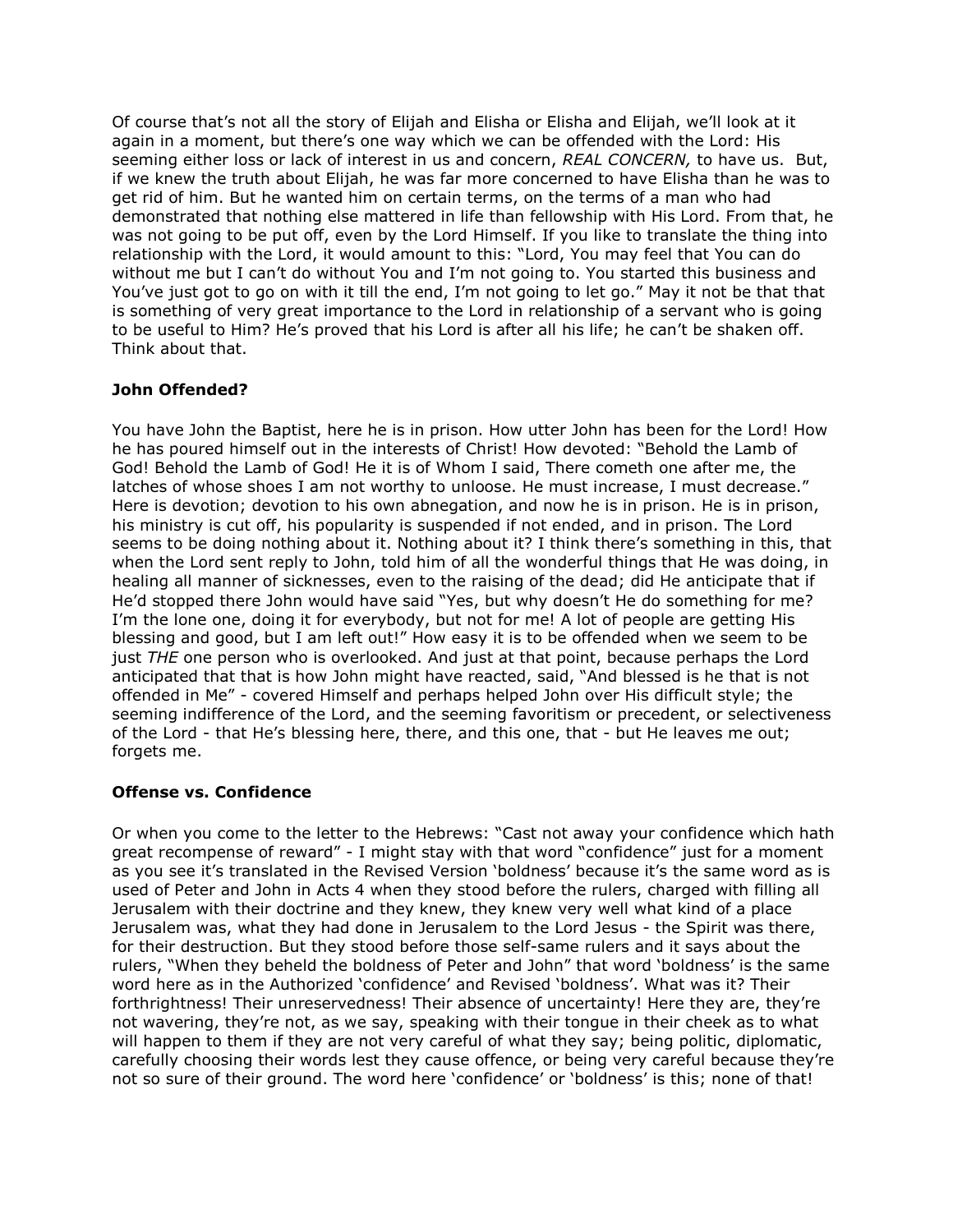Of course that's not all the story of Elijah and Elisha or Elisha and Elijah, we'll look at it again in a moment, but there's one way which we can be offended with the Lord: His seeming either loss or lack of interest in us and concern, *REAL CONCERN,* to have us. But, if we knew the truth about Elijah, he was far more concerned to have Elisha than he was to get rid of him. But he wanted him on certain terms, on the terms of a man who had demonstrated that nothing else mattered in life than fellowship with His Lord. From that, he was not going to be put off, even by the Lord Himself. If you like to translate the thing into relationship with the Lord, it would amount to this: "Lord, You may feel that You can do without me but I can't do without You and I'm not going to. You started this business and You've just got to go on with it till the end, I'm not going to let go." May it not be that that is something of very great importance to the Lord in relationship of a servant who is going to be useful to Him? He's proved that his Lord is after all his life; he can't be shaken off. Think about that.

### John Offended?

You have John the Baptist, here he is in prison. How utter John has been for the Lord! How he has poured himself out in the interests of Christ! How devoted: "Behold the Lamb of God! Behold the Lamb of God! He it is of Whom I said, There cometh one after me, the latches of whose shoes I am not worthy to unloose. He must increase, I must decrease." Here is devotion; devotion to his own abnegation, and now he is in prison. He is in prison, his ministry is cut off, his popularity is suspended if not ended, and in prison. The Lord seems to be doing nothing about it. Nothing about it? I think there's something in this, that when the Lord sent reply to John, told him of all the wonderful things that He was doing, in healing all manner of sicknesses, even to the raising of the dead; did He anticipate that if He'd stopped there John would have said "Yes, but why doesn't He do something for me? I'm the lone one, doing it for everybody, but not for me! A lot of people are getting His blessing and good, but I am left out!" How easy it is to be offended when we seem to be just *THE* one person who is overlooked. And just at that point, because perhaps the Lord anticipated that that is how John might have reacted, said, "And blessed is he that is not offended in Me" - covered Himself and perhaps helped John over His difficult style; the seeming indifference of the Lord, and the seeming favoritism or precedent, or selectiveness of the Lord - that He's blessing here, there, and this one, that - but He leaves me out; forgets me.

### Offense vs. Confidence

Or when you come to the letter to the Hebrews: "Cast not away your confidence which hath great recompense of reward" - I might stay with that word "confidence" just for a moment as you see it's translated in the Revised Version 'boldness' because it's the same word as is used of Peter and John in Acts 4 when they stood before the rulers, charged with filling all Jerusalem with their doctrine and they knew, they knew very well what kind of a place Jerusalem was, what they had done in Jerusalem to the Lord Jesus - the Spirit was there, for their destruction. But they stood before those self-same rulers and it says about the rulers, "When they beheld the boldness of Peter and John" that word 'boldness' is the same word here as in the Authorized 'confidence' and Revised 'boldness'. What was it? Their forthrightness! Their unreservedness! Their absence of uncertainty! Here they are, they're not wavering, they're not, as we say, speaking with their tongue in their cheek as to what will happen to them if they are not very careful of what they say; being politic, diplomatic, carefully choosing their words lest they cause offence, or being very careful because they're not so sure of their ground. The word here 'confidence' or 'boldness' is this; none of that!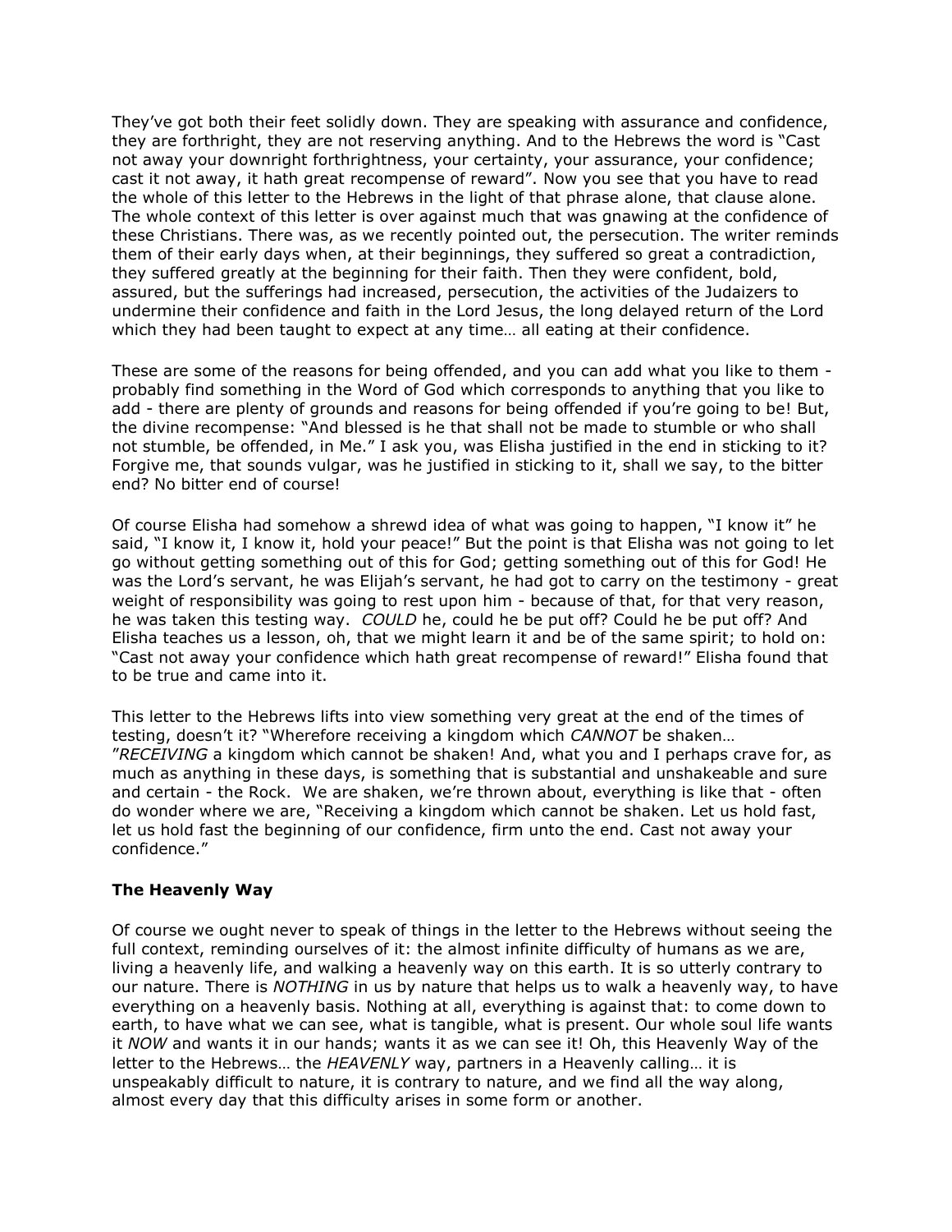They've got both their feet solidly down. They are speaking with assurance and confidence, they are forthright, they are not reserving anything. And to the Hebrews the word is "Cast not away your downright forthrightness, your certainty, your assurance, your confidence; cast it not away, it hath great recompense of reward". Now you see that you have to read the whole of this letter to the Hebrews in the light of that phrase alone, that clause alone. The whole context of this letter is over against much that was gnawing at the confidence of these Christians. There was, as we recently pointed out, the persecution. The writer reminds them of their early days when, at their beginnings, they suffered so great a contradiction, they suffered greatly at the beginning for their faith. Then they were confident, bold, assured, but the sufferings had increased, persecution, the activities of the Judaizers to undermine their confidence and faith in the Lord Jesus, the long delayed return of the Lord which they had been taught to expect at any time… all eating at their confidence.

These are some of the reasons for being offended, and you can add what you like to them - probably find something in the Word of God which corresponds to anything that you like to add - there are plenty of grounds and reasons for being offended if you're going to be! But, the divine recompense: "And blessed is he that shall not be made to stumble or who shall not stumble, be offended, in Me." I ask you, was Elisha justified in the end in sticking to it? Forgive me, that sounds vulgar, was he justified in sticking to it, shall we say, to the bitter end? No bitter end of course!

Of course Elisha had somehow a shrewd idea of what was going to happen, "I know it" he said, "I know it, I know it, hold your peace!" But the point is that Elisha was not going to let go without getting something out of this for God; getting something out of this for God! He was the Lord's servant, he was Elijah's servant, he had got to carry on the testimony - great weight of responsibility was going to rest upon him - because of that, for that very reason, he was taken this testing way. *COULD* he, could he be put off? Could he be put off? And Elisha teaches us a lesson, oh, that we might learn it and be of the same spirit; to hold on: "Cast not away your confidence which hath great recompense of reward!" Elisha found that to be true and came into it.

This letter to the Hebrews lifts into view something very great at the end of the times of testing, doesn't it? "Wherefore receiving a kingdom which *CANNOT* be shaken… "*RECEIVING* a kingdom which cannot be shaken! And, what you and I perhaps crave for, as much as anything in these days, is something that is substantial and unshakeable and sure and certain - the Rock. We are shaken, we're thrown about, everything is like that - often do wonder where we are, "Receiving a kingdom which cannot be shaken. Let us hold fast, let us hold fast the beginning of our confidence, firm unto the end. Cast not away your confidence."

**The Heavenly Way**

Of course we ought never to speak of things in the letter to the Hebrews without seeing the full context, reminding ourselves of it: the almost infinite difficulty of humans as we are, living a heavenly life, and walking a heavenly way on this earth. It is so utterly contrary to our nature. There is *NOTHING* in us by nature that helps us to walk a heavenly way, to have everything on a heavenly basis. Nothing at all, everything is against that: to come down to earth, to have what we can see, what is tangible, what is present. Our whole soul life wants it *NOW* and wants it in our hands; wants it as we can see it! Oh, this Heavenly Way of the letter to the Hebrews… the *HEAVENLY* way, partners in a Heavenly calling… it is unspeakably difficult to nature, it is contrary to nature, and we find all the way along, almost every day that this difficulty arises in some form or another.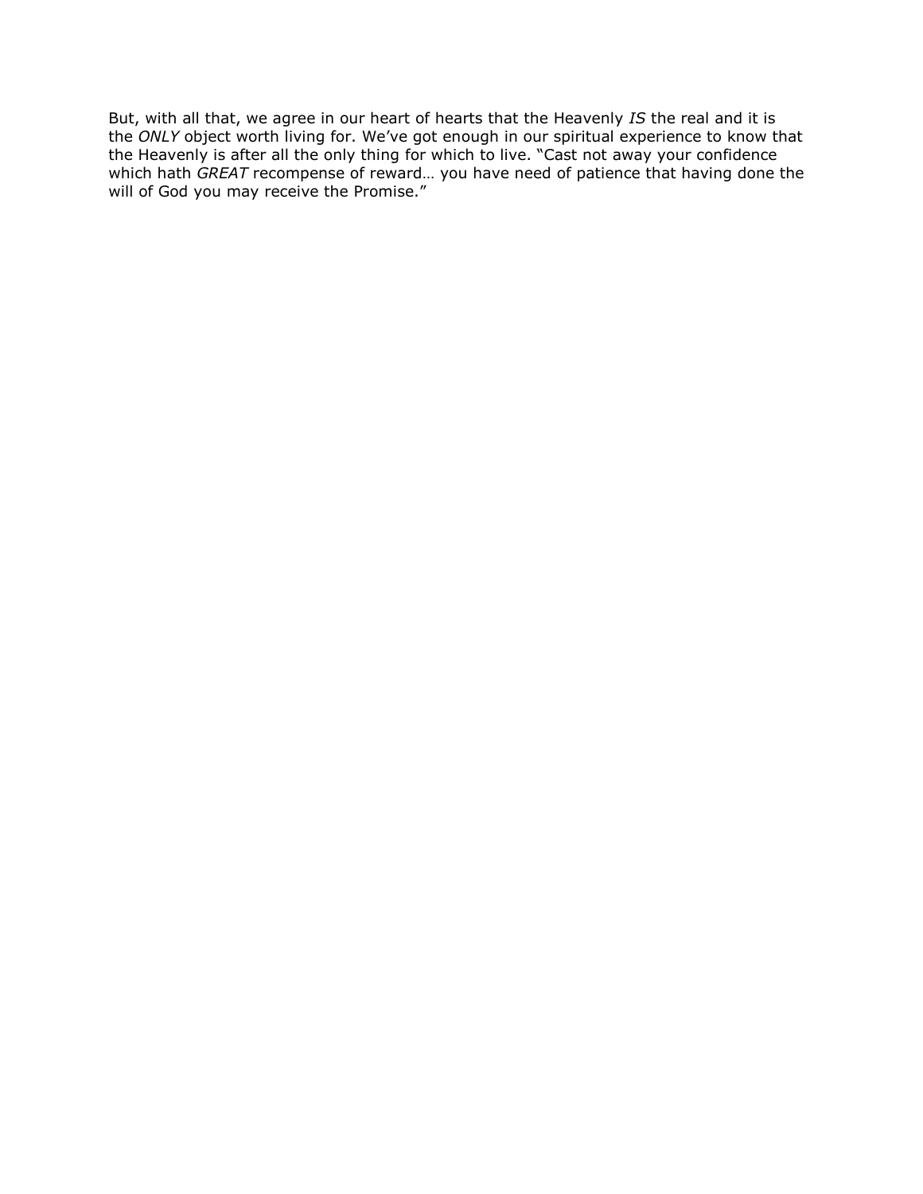But, with all that, we agree in our heart of hearts that the Heavenly *IS* the real and it is the *ONLY* object worth living for. We've got enough in our spiritual experience to know that the Heavenly is after all the only thing for which to live. "Cast not away your confidence which hath *GREAT* recompense of reward… you have need of patience that having done the will of God you may receive the Promise."